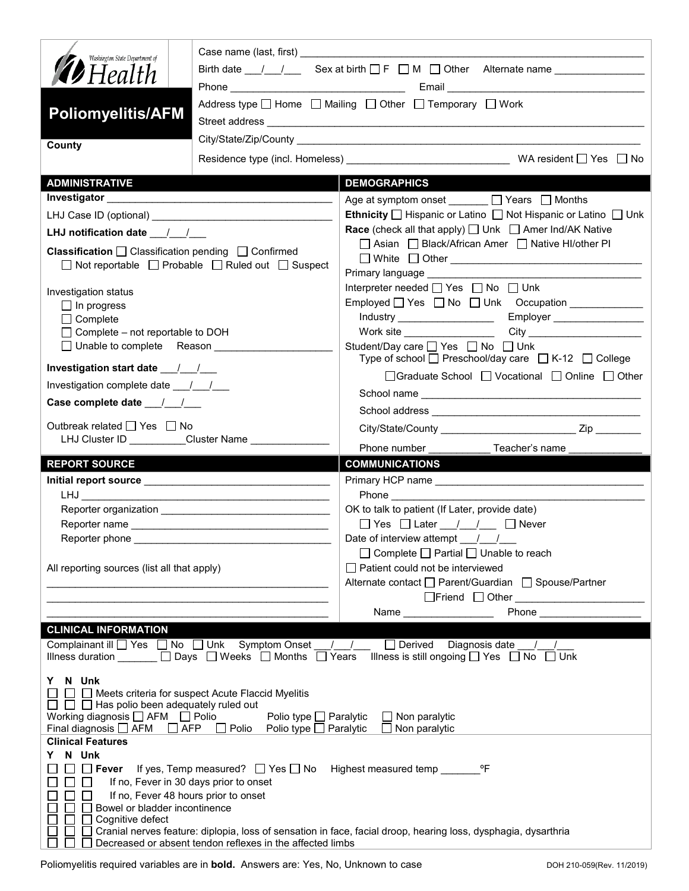Washington State Department of Health

# Poliomyelitis/AFM

**County**

Case name (last, first) ____________________

Birth date ___/___/___ Sex at birth ☐ F ☐ M ☐ Other Alternate name ____________

Phone ____________ Email ____________

Address type ☐ Home ☐ Mailing ☐ Other ☐ Temporary ☐ Work

Street address ____________________

City/State/Zip/County ____________________

Residence type (incl. Homeless) ____________ WA resident ☐ Yes ☐ No

## ADMINISTRATIVE

**Investigator** ____________

LHJ Case ID (optional) ____________

**LHJ notification date** ___/___/___

**Classification** ☐ Classification pending ☐ Confirmed ☐ Not reportable ☐ Probable ☐ Ruled out ☐ Suspect

Investigation status
- ☐ In progress
- ☐ Complete
- ☐ Complete – not reportable to DOH
- ☐ Unable to complete Reason ____________

**Investigation start date** ___/___/___

Investigation complete date ___/___/___

**Case complete date** ___/___/___

Outbreak related ☐ Yes ☐ No

LHJ Cluster ID ________ Cluster Name ____________

## DEMOGRAPHICS

Age at symptom onset _______ ☐ Years ☐ Months

**Ethnicity** ☐ Hispanic or Latino ☐ Not Hispanic or Latino ☐ Unk

**Race** (check all that apply) ☐ Unk ☐ Amer Ind/AK Native ☐ Asian ☐ Black/African Amer ☐ Native HI/other PI ☐ White ☐ Other ____________

Primary language ____________

Interpreter needed ☐ Yes ☐ No ☐ Unk

Employed ☐ Yes ☐ No ☐ Unk Occupation ____________

Industry ____________ Employer ____________

Work site ____________ City ____________

Student/Day care ☐ Yes ☐ No ☐ Unk

Type of school ☐ Preschool/day care ☐ K-12 ☐ College ☐ Graduate School ☐ Vocational ☐ Online ☐ Other

School name ____________

School address ____________

City/State/County ____________ Zip ________

Phone number ____________ Teacher's name ____________

## REPORT SOURCE

**Initial report source** ____________

LHJ ____________

Reporter organization ____________

Reporter name ____________

Reporter phone ____________

All reporting sources (list all that apply)

____________

## COMMUNICATIONS

Primary HCP name ____________

Phone ____________

OK to talk to patient (If Later, provide date)

☐ Yes ☐ Later ___/___/___ ☐ Never

Date of interview attempt ___/___/___

☐ Complete ☐ Partial ☐ Unable to reach

☐ Patient could not be interviewed

Alternate contact ☐ Parent/Guardian ☐ Spouse/Partner ☐ Friend ☐ Other ____________

Name ____________ Phone ____________

## CLINICAL INFORMATION

Complainant ill ☐ Yes ☐ No ☐ Unk Symptom Onset ___/___/___ ☐ Derived Diagnosis date ___/___/___

Illness duration _______ ☐ Days ☐ Weeks ☐ Months ☐ Years Illness is still ongoing ☐ Yes ☐ No ☐ Unk

Y N Unk
- ☐ ☐ ☐ Meets criteria for suspect Acute Flaccid Myelitis
- ☐ ☐ ☐ Has polio been adequately ruled out

Working diagnosis ☐ AFM ☐ Polio Polio type ☐ Paralytic ☐ Non paralytic

Final diagnosis ☐ AFM ☐ AFP ☐ Polio Polio type ☐ Paralytic ☐ Non paralytic

### Clinical Features

Y N Unk
- ☐ ☐ ☐ **Fever** If yes, Temp measured? ☐ Yes ☐ No Highest measured temp _______ºF
- ☐ ☐ ☐ If no, Fever in 30 days prior to onset
- ☐ ☐ ☐ If no, Fever 48 hours prior to onset
- ☐ ☐ ☐ Bowel or bladder incontinence
- ☐ ☐ ☐ Cognitive defect
- ☐ ☐ ☐ Cranial nerves feature: diplopia, loss of sensation in face, facial droop, hearing loss, dysphagia, dysarthria
- ☐ ☐ ☐ Decreased or absent tendon reflexes in the affected limbs

Poliomyelitis required variables are in **bold**. Answers are: Yes, No, Unknown to case

DOH 210-059(Rev. 11/2019)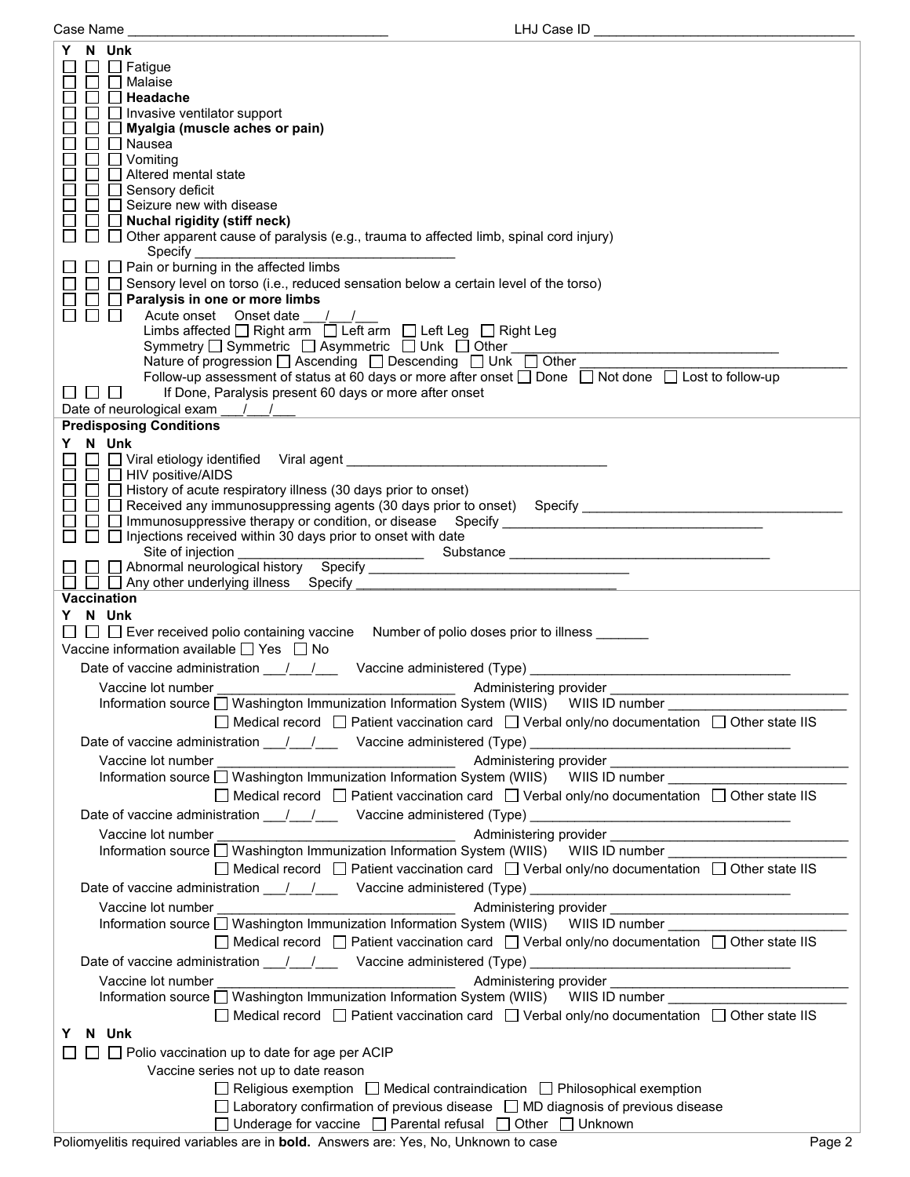Case Name ______________________________ LHJ Case ID ______________________________

| Y | N | Unk | |
|---|---|---|---|
| ☐ | ☐ | ☐ | Fatigue |
| ☐ | ☐ | ☐ | Malaise |
| ☐ | ☐ | ☐ | **Headache** |
| ☐ | ☐ | ☐ | Invasive ventilator support |
| ☐ | ☐ | ☐ | **Myalgia (muscle aches or pain)** |
| ☐ | ☐ | ☐ | Nausea |
| ☐ | ☐ | ☐ | Vomiting |
| ☐ | ☐ | ☐ | Altered mental state |
| ☐ | ☐ | ☐ | Sensory deficit |
| ☐ | ☐ | ☐ | Seizure new with disease |
| ☐ | ☐ | ☐ | **Nuchal rigidity (stiff neck)** |
| ☐ | ☐ | ☐ | Other apparent cause of paralysis (e.g., trauma to affected limb, spinal cord injury) Specify ______________________________ |
| ☐ | ☐ | ☐ | Pain or burning in the affected limbs |
| ☐ | ☐ | ☐ | Sensory level on torso (i.e., reduced sensation below a certain level of the torso) |
| ☐ | ☐ | ☐ | **Paralysis in one or more limbs** |
| ☐ | ☐ | ☐ | Acute onset Onset date ___/___/___ |

Limbs affected ☐ Right arm ☐ Left arm ☐ Left Leg ☐ Right Leg

Symmetry ☐ Symmetric ☐ Asymmetric ☐ Unk ☐ Other ______________________________

Nature of progression ☐ Ascending ☐ Descending ☐ Unk ☐ Other ______________________________

Follow-up assessment of status at 60 days or more after onset ☐ Done ☐ Not done ☐ Lost to follow-up

☐ ☐ ☐ If Done, Paralysis present 60 days or more after onset

Date of neurological exam ___/___/___

## Predisposing Conditions

| Y | N | Unk | |
|---|---|---|---|
| ☐ | ☐ | ☐ | Viral etiology identified Viral agent ______________________________ |
| ☐ | ☐ | ☐ | HIV positive/AIDS |
| ☐ | ☐ | ☐ | History of acute respiratory illness (30 days prior to onset) |
| ☐ | ☐ | ☐ | Received any immunosuppressing agents (30 days prior to onset) Specify ______________________________ |
| ☐ | ☐ | ☐ | Immunosuppressive therapy or condition, or disease Specify ______________________________ |
| ☐ | ☐ | ☐ | Injections received within 30 days prior to onset with date Site of injection ____________________ Substance ______________________________ |
| ☐ | ☐ | ☐ | Abnormal neurological history Specify ______________________________ |
| ☐ | ☐ | ☐ | Any other underlying illness Specify ______________________________ |

## Vaccination

| Y | N | Unk | |
|---|---|---|---|
| ☐ | ☐ | ☐ | Ever received polio containing vaccine Number of polio doses prior to illness _______ |

Vaccine information available ☐ Yes ☐ No

Date of vaccine administration ___/___/___ Vaccine administered (Type) ______________________________

Vaccine lot number ______________________________ Administering provider ______________________________

Information source ☐ Washington Immunization Information System (WIIS) WIIS ID number ____________________

☐ Medical record ☐ Patient vaccination card ☐ Verbal only/no documentation ☐ Other state IIS

Date of vaccine administration ___/___/___ Vaccine administered (Type) ______________________________

Vaccine lot number ______________________________ Administering provider ______________________________

Information source ☐ Washington Immunization Information System (WIIS) WIIS ID number ____________________

☐ Medical record ☐ Patient vaccination card ☐ Verbal only/no documentation ☐ Other state IIS

Date of vaccine administration ___/___/___ Vaccine administered (Type) ______________________________

Vaccine lot number ______________________________ Administering provider ______________________________

Information source ☐ Washington Immunization Information System (WIIS) WIIS ID number ____________________

☐ Medical record ☐ Patient vaccination card ☐ Verbal only/no documentation ☐ Other state IIS

Date of vaccine administration ___/___/___ Vaccine administered (Type) ______________________________

Vaccine lot number ______________________________ Administering provider ______________________________

Information source ☐ Washington Immunization Information System (WIIS) WIIS ID number ____________________

☐ Medical record ☐ Patient vaccination card ☐ Verbal only/no documentation ☐ Other state IIS

Date of vaccine administration ___/___/___ Vaccine administered (Type) ______________________________

Vaccine lot number ______________________________ Administering provider ______________________________

Information source ☐ Washington Immunization Information System (WIIS) WIIS ID number ____________________

☐ Medical record ☐ Patient vaccination card ☐ Verbal only/no documentation ☐ Other state IIS

| Y | N | Unk | |
|---|---|---|---|
| ☐ | ☐ | ☐ | Polio vaccination up to date for age per ACIP |

Vaccine series not up to date reason

☐ Religious exemption ☐ Medical contraindication ☐ Philosophical exemption

☐ Laboratory confirmation of previous disease ☐ MD diagnosis of previous disease

☐ Underage for vaccine ☐ Parental refusal ☐ Other ☐ Unknown

Poliomyelitis required variables are in **bold**. Answers are: Yes, No, Unknown to case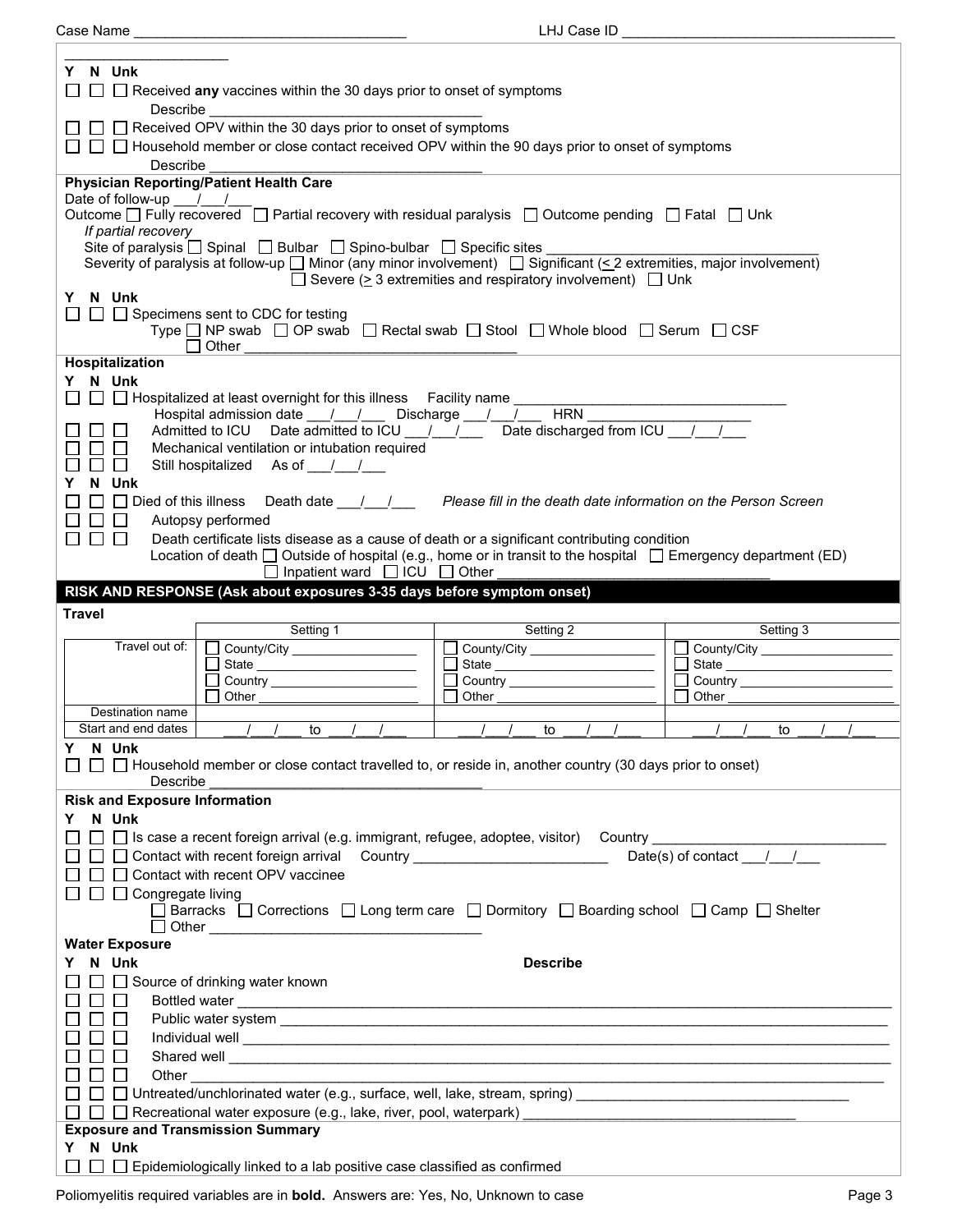Case Name ___________________________________ LHJ Case ID ___________________________________

Y N Unk

☐ ☐ ☐ Received **any** vaccines within the 30 days prior to onset of symptoms

Describe ___________________________________

☐ ☐ ☐ Received OPV within the 30 days prior to onset of symptoms

☐ ☐ ☐ Household member or close contact received OPV within the 90 days prior to onset of symptoms

Describe ___________________________________

**Physician Reporting/Patient Health Care**

Date of follow-up ___/___/___

Outcome ☐ Fully recovered ☐ Partial recovery with residual paralysis ☐ Outcome pending ☐ Fatal ☐ Unk

*If partial recovery*

Site of paralysis ☐ Spinal ☐ Bulbar ☐ Spino-bulbar ☐ Specific sites ___________________________________

Severity of paralysis at follow-up ☐ Minor (any minor involvement) ☐ Significant (≤ 2 extremities, major involvement) ☐ Severe (≥ 3 extremities and respiratory involvement) ☐ Unk

Y N Unk

☐ ☐ ☐ Specimens sent to CDC for testing

Type ☐ NP swab ☐ OP swab ☐ Rectal swab ☐ Stool ☐ Whole blood ☐ Serum ☐ CSF ☐ Other ___________________________________

**Hospitalization**

Y N Unk

☐ ☐ ☐ Hospitalized at least overnight for this illness Facility name ___________________________________

Hospital admission date ___/___/___ Discharge ___/___/___ HRN ____________________

☐ ☐ ☐ Admitted to ICU Date admitted to ICU ___/___/___ Date discharged from ICU ___/___/___

☐ ☐ ☐ Mechanical ventilation or intubation required

☐ ☐ ☐ Still hospitalized As of ___/___/___

Y N Unk

☐ ☐ ☐ Died of this illness Death date ___/___/___ *Please fill in the death date information on the Person Screen*

☐ ☐ ☐ Autopsy performed

☐ ☐ ☐ Death certificate lists disease as a cause of death or a significant contributing condition

Location of death ☐ Outside of hospital (e.g., home or in transit to the hospital ☐ Emergency department (ED) ☐ Inpatient ward ☐ ICU ☐ Other ___________________________________

## RISK AND RESPONSE (Ask about exposures 3-35 days before symptom onset)

**Travel**

| | Setting 1 | Setting 2 | Setting 3 |
|---|---|---|---|
| Travel out of: | ☐ County/City ________ ☐ State ________ ☐ Country ________ ☐ Other ________ | ☐ County/City ________ ☐ State ________ ☐ Country ________ ☐ Other ________ | ☐ County/City ________ ☐ State ________ ☐ Country ________ ☐ Other ________ |
| Destination name | | | |
| Start and end dates | ___/___/___ to ___/___/___ | ___/___/___ to ___/___/___ | ___/___/___ to ___/___/___ |

Y N Unk

☐ ☐ ☐ Household member or close contact travelled to, or reside in, another country (30 days prior to onset)

Describe ___________________________________

**Risk and Exposure Information**

Y N Unk

☐ ☐ ☐ Is case a recent foreign arrival (e.g. immigrant, refugee, adoptee, visitor) Country ______________________________

☐ ☐ ☐ Contact with recent foreign arrival Country _________________________ Date(s) of contact ___/___/___

☐ ☐ ☐ Contact with recent OPV vaccinee

☐ ☐ ☐ Congregate living

☐ Barracks ☐ Corrections ☐ Long term care ☐ Dormitory ☐ Boarding school ☐ Camp ☐ Shelter ☐ Other ___________________________________

**Water Exposure**

Y N Unk **Describe**

☐ ☐ ☐ Source of drinking water known

☐ ☐ ☐ Bottled water ___________________________________

☐ ☐ ☐ Public water system ___________________________________

☐ ☐ ☐ Individual well ___________________________________

☐ ☐ ☐ Shared well ___________________________________

☐ ☐ ☐ Other ___________________________________

☐ ☐ ☐ Untreated/unchlorinated water (e.g., surface, well, lake, stream, spring) ___________________________________

☐ ☐ ☐ Recreational water exposure (e.g., lake, river, pool, waterpark) ___________________________________

**Exposure and Transmission Summary**

Y N Unk

☐ ☐ ☐ Epidemiologically linked to a lab positive case classified as confirmed

Poliomyelitis required variables are in **bold**. Answers are: Yes, No, Unknown to case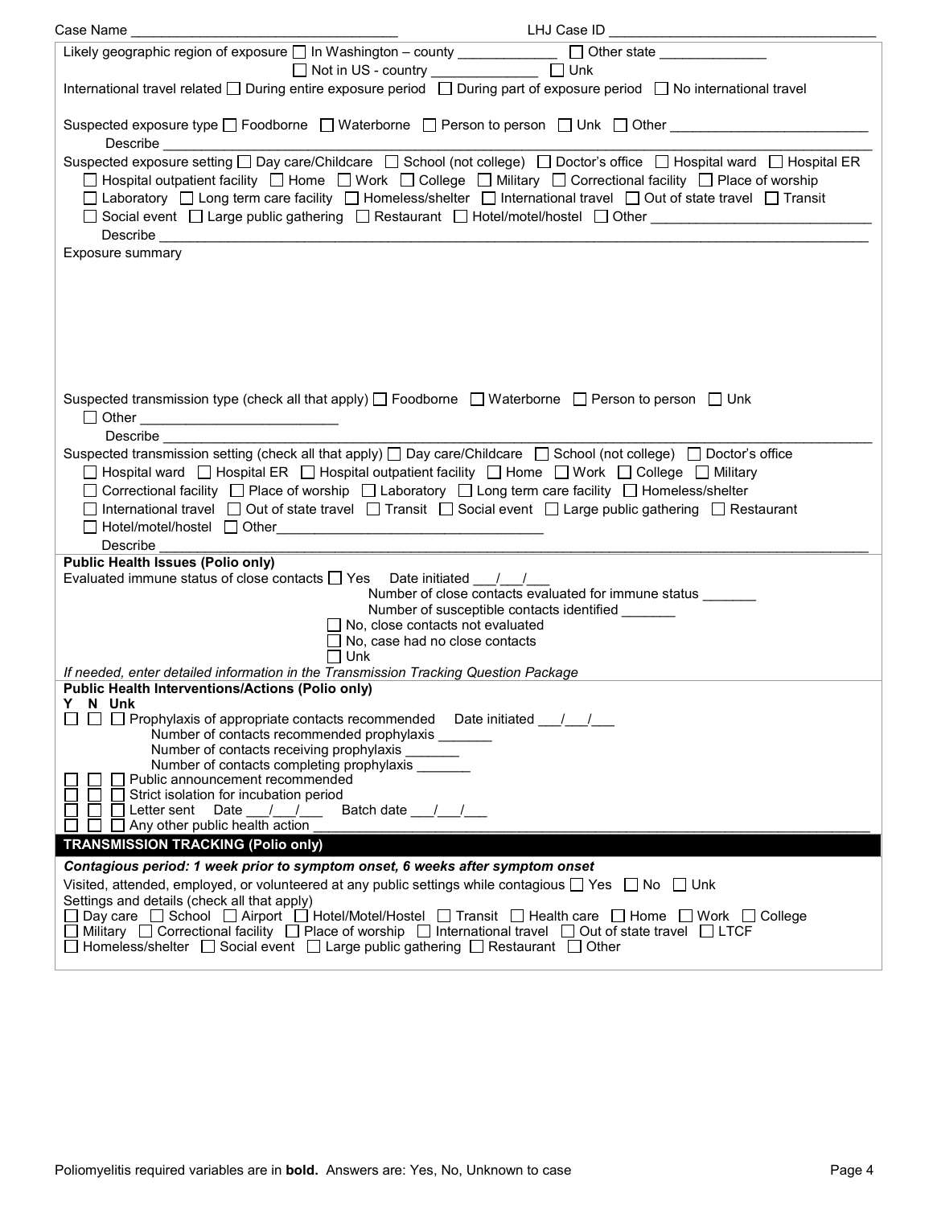Case Name ______________________ LHJ Case ID ______________________

Likely geographic region of exposure ☐ In Washington – county __________ ☐ Other state __________
☐ Not in US - country __________ ☐ Unk

International travel related ☐ During entire exposure period ☐ During part of exposure period ☐ No international travel

Suspected exposure type ☐ Foodborne ☐ Waterborne ☐ Person to person ☐ Unk ☐ Other ______________________
Describe ______________________________________________________________________________

Suspected exposure setting ☐ Day care/Childcare ☐ School (not college) ☐ Doctor's office ☐ Hospital ward ☐ Hospital ER
☐ Hospital outpatient facility ☐ Home ☐ Work ☐ College ☐ Military ☐ Correctional facility ☐ Place of worship
☐ Laboratory ☐ Long term care facility ☐ Homeless/shelter ☐ International travel ☐ Out of state travel ☐ Transit
☐ Social event ☐ Large public gathering ☐ Restaurant ☐ Hotel/motel/hostel ☐ Other ______________________
Describe ______________________________________________________________________________

Exposure summary

Suspected transmission type (check all that apply) ☐ Foodborne ☐ Waterborne ☐ Person to person ☐ Unk
☐ Other ______________________
Describe ______________________________________________________________________________

Suspected transmission setting (check all that apply) ☐ Day care/Childcare ☐ School (not college) ☐ Doctor's office
☐ Hospital ward ☐ Hospital ER ☐ Hospital outpatient facility ☐ Home ☐ Work ☐ College ☐ Military
☐ Correctional facility ☐ Place of worship ☐ Laboratory ☐ Long term care facility ☐ Homeless/shelter
☐ International travel ☐ Out of state travel ☐ Transit ☐ Social event ☐ Large public gathering ☐ Restaurant
☐ Hotel/motel/hostel ☐ Other______________________
Describe ______________________________________________________________________________

**Public Health Issues (Polio only)**

Evaluated immune status of close contacts ☐ Yes Date initiated ___/___/___
Number of close contacts evaluated for immune status _______
Number of susceptible contacts identified _______
☐ No, close contacts not evaluated
☐ No, case had no close contacts
☐ Unk

*If needed, enter detailed information in the Transmission Tracking Question Package*

**Public Health Interventions/Actions (Polio only)**

**Y N Unk**
☐ ☐ ☐ Prophylaxis of appropriate contacts recommended Date initiated ___/___/___
Number of contacts recommended prophylaxis _______
Number of contacts receiving prophylaxis _______
Number of contacts completing prophylaxis _______
☐ ☐ ☐ Public announcement recommended
☐ ☐ ☐ Strict isolation for incubation period
☐ ☐ ☐ Letter sent Date ___/___/___ Batch date ___/___/___
☐ ☐ ☐ Any other public health action ______________________

## TRANSMISSION TRACKING (Polio only)

***Contagious period: 1 week prior to symptom onset, 6 weeks after symptom onset***

Visited, attended, employed, or volunteered at any public settings while contagious ☐ Yes ☐ No ☐ Unk
Settings and details (check all that apply)
☐ Day care ☐ School ☐ Airport ☐ Hotel/Motel/Hostel ☐ Transit ☐ Health care ☐ Home ☐ Work ☐ College
☐ Military ☐ Correctional facility ☐ Place of worship ☐ International travel ☐ Out of state travel ☐ LTCF
☐ Homeless/shelter ☐ Social event ☐ Large public gathering ☐ Restaurant ☐ Other

Poliomyelitis required variables are in **bold**. Answers are: Yes, No, Unknown to case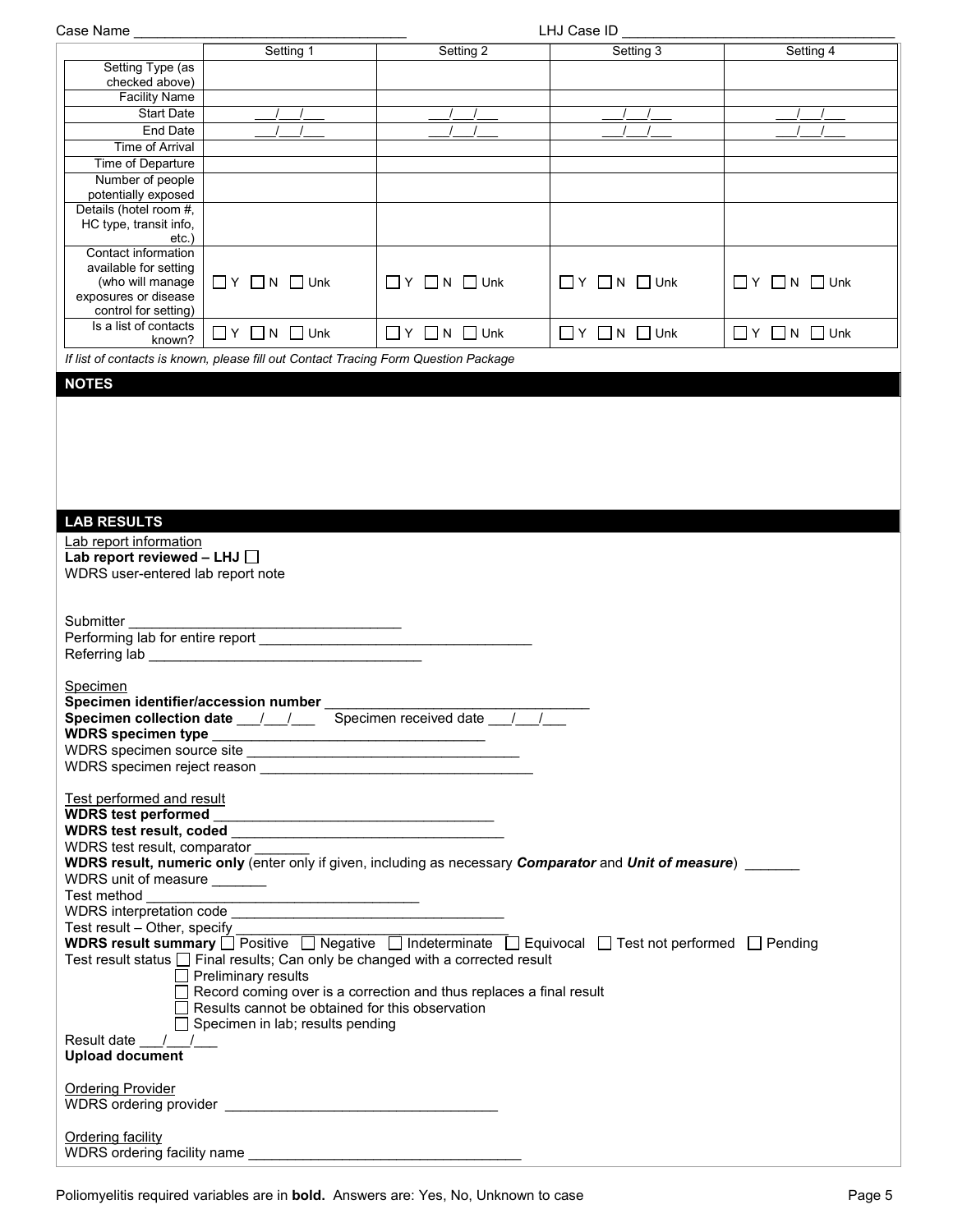Case Name ___________________________________ LHJ Case ID ___________________________________

| | Setting 1 | Setting 2 | Setting 3 | Setting 4 |
|---|---|---|---|---|
| Setting Type (as checked above) | | | | |
| Facility Name | | | | |
| Start Date | ___/___/___ | ___/___/___ | ___/___/___ | ___/___/___ |
| End Date | ___/___/___ | ___/___/___ | ___/___/___ | ___/___/___ |
| Time of Arrival | | | | |
| Time of Departure | | | | |
| Number of people potentially exposed | | | | |
| Details (hotel room #, HC type, transit info, etc.) | | | | |
| Contact information available for setting (who will manage exposures or disease control for setting) | ☐ Y ☐ N ☐ Unk | ☐ Y ☐ N ☐ Unk | ☐ Y ☐ N ☐ Unk | ☐ Y ☐ N ☐ Unk |
| Is a list of contacts known? | ☐ Y ☐ N ☐ Unk | ☐ Y ☐ N ☐ Unk | ☐ Y ☐ N ☐ Unk | ☐ Y ☐ N ☐ Unk |

*If list of contacts is known, please fill out Contact Tracing Form Question Package*

## NOTES

## LAB RESULTS

Lab report information
**Lab report reviewed – LHJ** ☐
WDRS user-entered lab report note

Submitter ___________________________________
Performing lab for entire report ___________________________________
Referring lab ___________________________________

Specimen
**Specimen identifier/accession number** ___________________________________
**Specimen collection date** ___/___/___ Specimen received date ___/___/___
**WDRS specimen type** ___________________________________
WDRS specimen source site ___________________________________
WDRS specimen reject reason ___________________________________

Test performed and result
**WDRS test performed** ___________________________________
**WDRS test result, coded** ___________________________________
WDRS test result, comparator _______
**WDRS result, numeric only** (enter only if given, including as necessary ***Comparator*** and ***Unit of measure***) _______
WDRS unit of measure _______
Test method ___________________________________
WDRS interpretation code ___________________________________
Test result – Other, specify ___________________________________
**WDRS result summary** ☐ Positive ☐ Negative ☐ Indeterminate ☐ Equivocal ☐ Test not performed ☐ Pending
Test result status ☐ Final results; Can only be changed with a corrected result
☐ Preliminary results
☐ Record coming over is a correction and thus replaces a final result
☐ Results cannot be obtained for this observation
☐ Specimen in lab; results pending
Result date ___/___/___
**Upload document**

Ordering Provider
WDRS ordering provider ___________________________________

Ordering facility
WDRS ordering facility name ___________________________________

Poliomyelitis required variables are in **bold**. Answers are: Yes, No, Unknown to case